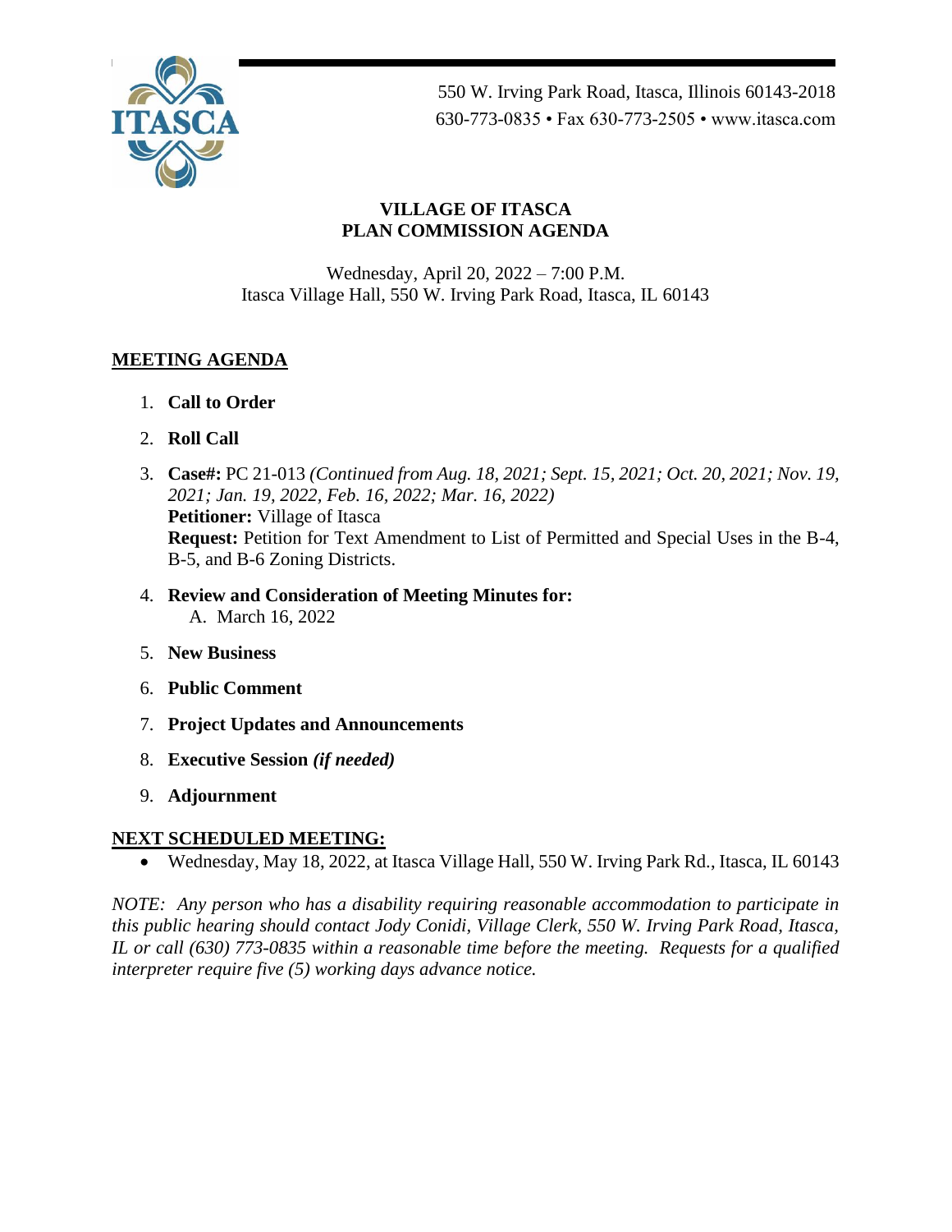550 W. Irving Park Road, Itasca, Illinois 60143-2018
630-773-0835 • Fax 630-773-2505 • www.itasca.com

# VILLAGE OF ITASCA
# PLAN COMMISSION AGENDA

Wednesday, April 20, 2022 – 7:00 P.M.
Itasca Village Hall, 550 W. Irving Park Road, Itasca, IL 60143

## MEETING AGENDA

1. **Call to Order**
2. **Roll Call**
3. **Case#:** PC 21-013 *(Continued from Aug. 18, 2021; Sept. 15, 2021; Oct. 20, 2021; Nov. 19, 2021; Jan. 19, 2022, Feb. 16, 2022; Mar. 16, 2022)*
   **Petitioner:** Village of Itasca
   **Request:** Petition for Text Amendment to List of Permitted and Special Uses in the B-4, B-5, and B-6 Zoning Districts.
4. **Review and Consideration of Meeting Minutes for:**
   A. March 16, 2022
5. **New Business**
6. **Public Comment**
7. **Project Updates and Announcements**
8. **Executive Session *(if needed)***
9. **Adjournment**

## NEXT SCHEDULED MEETING:

- Wednesday, May 18, 2022, at Itasca Village Hall, 550 W. Irving Park Rd., Itasca, IL 60143

*NOTE: Any person who has a disability requiring reasonable accommodation to participate in this public hearing should contact Jody Conidi, Village Clerk, 550 W. Irving Park Road, Itasca, IL or call (630) 773-0835 within a reasonable time before the meeting. Requests for a qualified interpreter require five (5) working days advance notice.*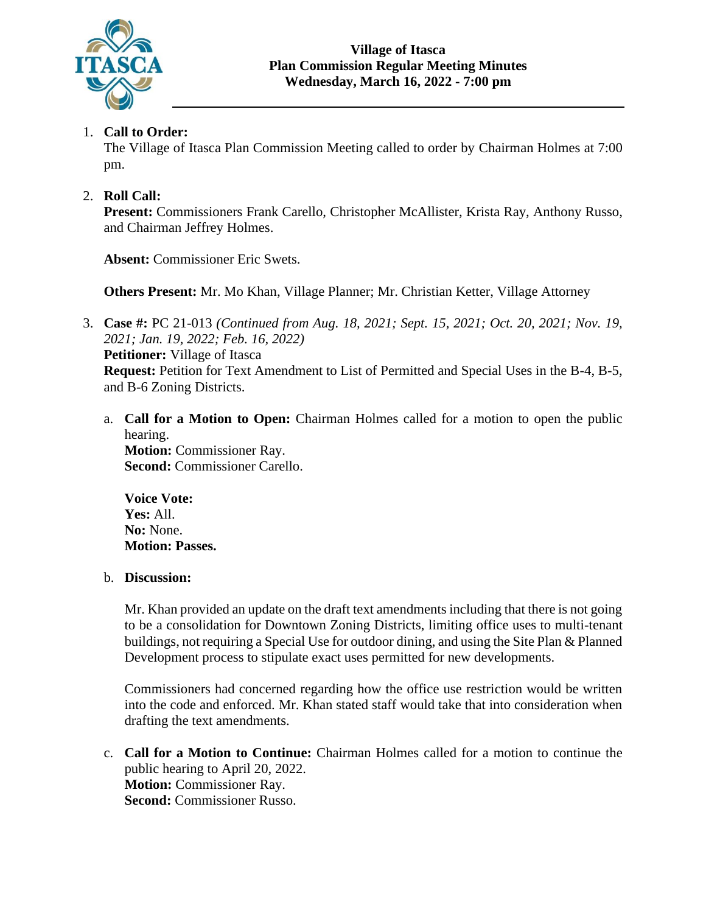# Village of Itasca
## Plan Commission Regular Meeting Minutes
## Wednesday, March 16, 2022 - 7:00 pm

1. **Call to Order:**
   The Village of Itasca Plan Commission Meeting called to order by Chairman Holmes at 7:00 pm.

2. **Roll Call:**
   **Present:** Commissioners Frank Carello, Christopher McAllister, Krista Ray, Anthony Russo, and Chairman Jeffrey Holmes.

   **Absent:** Commissioner Eric Swets.

   **Others Present:** Mr. Mo Khan, Village Planner; Mr. Christian Ketter, Village Attorney

3. **Case #:** PC 21-013 *(Continued from Aug. 18, 2021; Sept. 15, 2021; Oct. 20, 2021; Nov. 19, 2021; Jan. 19, 2022; Feb. 16, 2022)*
   **Petitioner:** Village of Itasca
   **Request:** Petition for Text Amendment to List of Permitted and Special Uses in the B-4, B-5, and B-6 Zoning Districts.

   a. **Call for a Motion to Open:** Chairman Holmes called for a motion to open the public hearing.
      **Motion:** Commissioner Ray.
      **Second:** Commissioner Carello.

      **Voice Vote:**
      **Yes:** All.
      **No:** None.
      **Motion: Passes.**

   b. **Discussion:**

      Mr. Khan provided an update on the draft text amendments including that there is not going to be a consolidation for Downtown Zoning Districts, limiting office uses to multi-tenant buildings, not requiring a Special Use for outdoor dining, and using the Site Plan & Planned Development process to stipulate exact uses permitted for new developments.

      Commissioners had concerned regarding how the office use restriction would be written into the code and enforced. Mr. Khan stated staff would take that into consideration when drafting the text amendments.

   c. **Call for a Motion to Continue:** Chairman Holmes called for a motion to continue the public hearing to April 20, 2022.
      **Motion:** Commissioner Ray.
      **Second:** Commissioner Russo.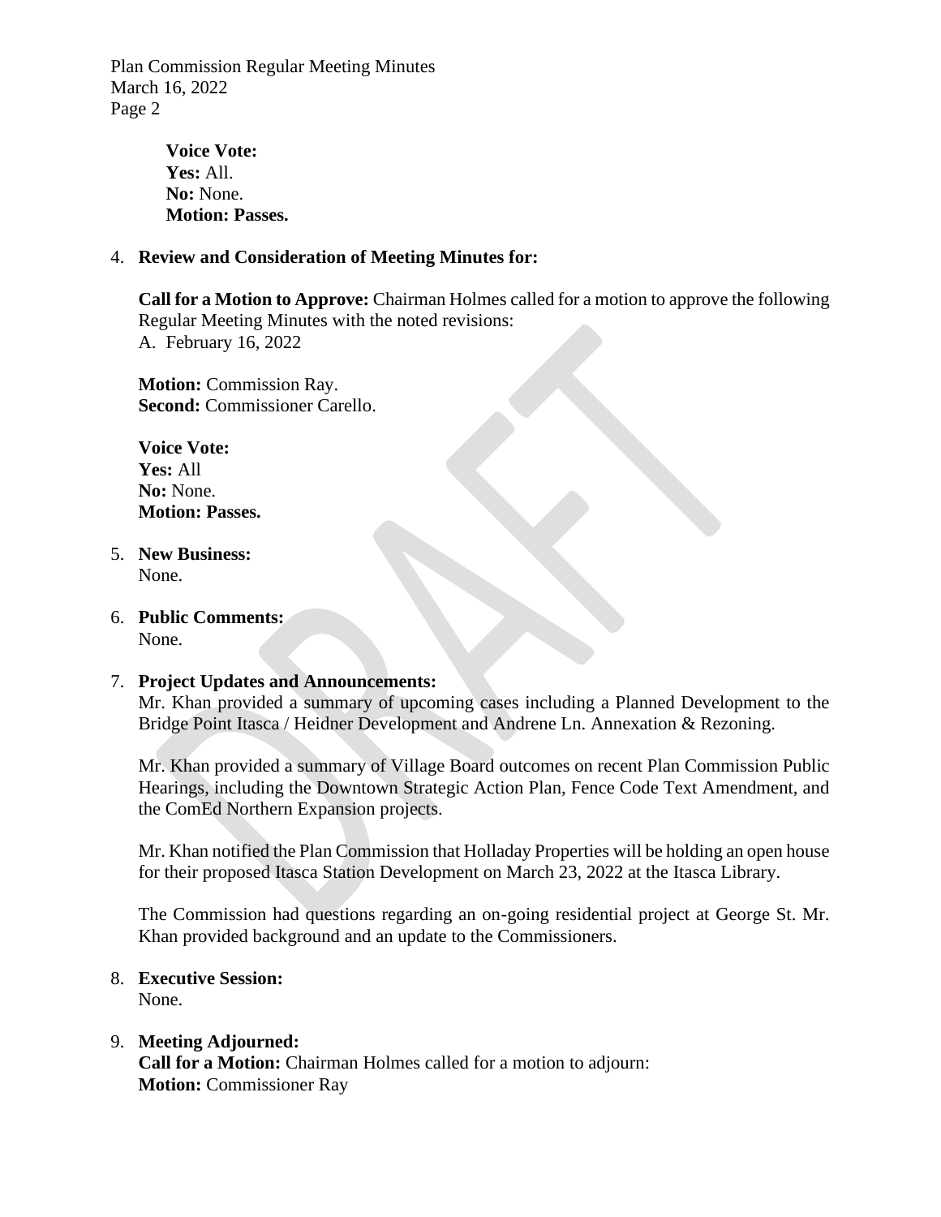**Voice Vote:**
**Yes:** All.
**No:** None.
**Motion: Passes.**

4. **Review and Consideration of Meeting Minutes for:**

   **Call for a Motion to Approve:** Chairman Holmes called for a motion to approve the following Regular Meeting Minutes with the noted revisions:
   A. February 16, 2022

   **Motion:** Commission Ray.
   **Second:** Commissioner Carello.

   **Voice Vote:**
   **Yes:** All
   **No:** None.
   **Motion: Passes.**

5. **New Business:**
   None.

6. **Public Comments:**
   None.

7. **Project Updates and Announcements:**
   Mr. Khan provided a summary of upcoming cases including a Planned Development to the Bridge Point Itasca / Heidner Development and Andrene Ln. Annexation & Rezoning.

   Mr. Khan provided a summary of Village Board outcomes on recent Plan Commission Public Hearings, including the Downtown Strategic Action Plan, Fence Code Text Amendment, and the ComEd Northern Expansion projects.

   Mr. Khan notified the Plan Commission that Holladay Properties will be holding an open house for their proposed Itasca Station Development on March 23, 2022 at the Itasca Library.

   The Commission had questions regarding an on-going residential project at George St. Mr. Khan provided background and an update to the Commissioners.

8. **Executive Session:**
   None.

9. **Meeting Adjourned:**
   **Call for a Motion:** Chairman Holmes called for a motion to adjourn:
   **Motion:** Commissioner Ray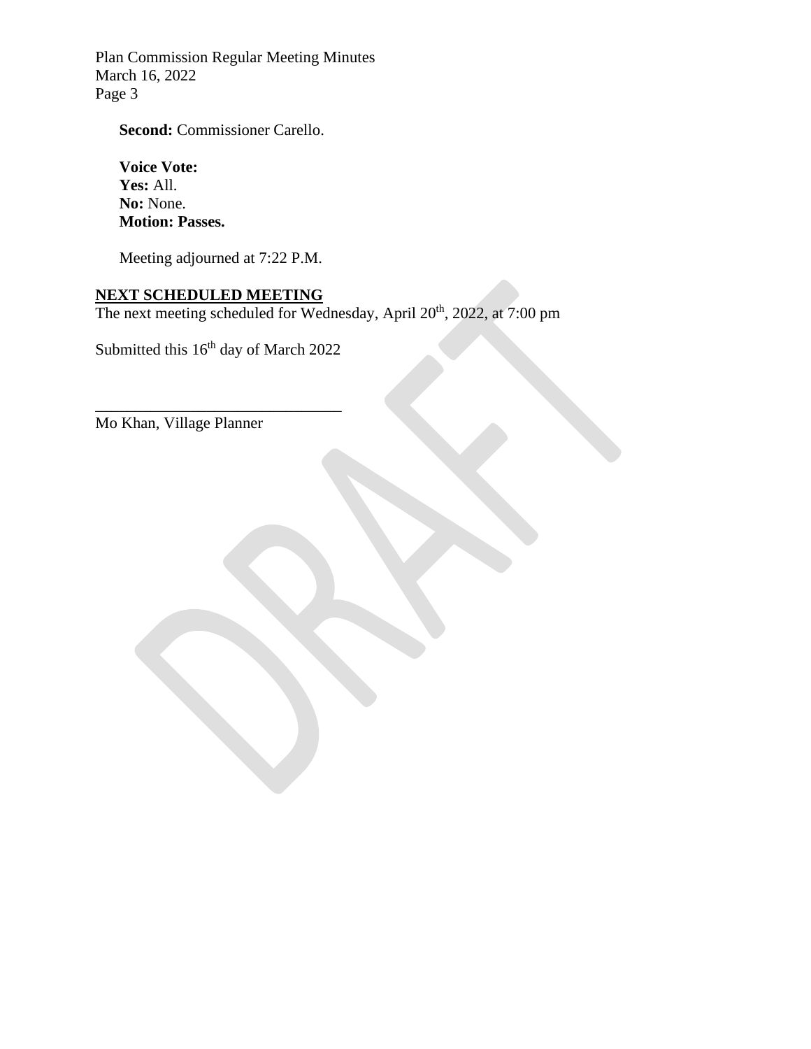**Second:** Commissioner Carello.

**Voice Vote:**
**Yes:** All.
**No:** None.
**Motion: Passes.**

Meeting adjourned at 7:22 P.M.

## NEXT SCHEDULED MEETING

The next meeting scheduled for Wednesday, April 20th, 2022, at 7:00 pm

Submitted this 16th day of March 2022

_______________________________
Mo Khan, Village Planner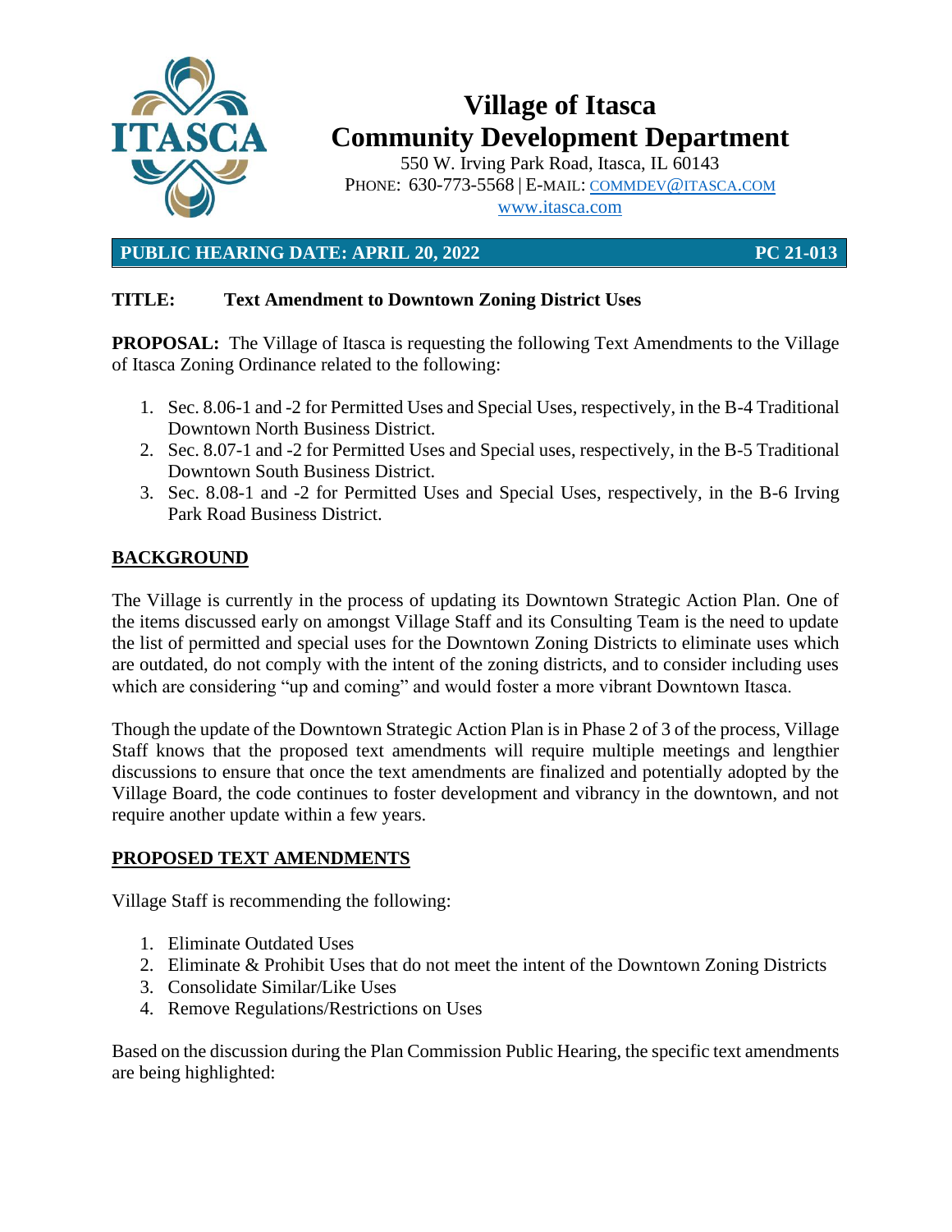# Village of Itasca
# Community Development Department

550 W. Irving Park Road, Itasca, IL 60143
PHONE: 630-773-5568 | E-MAIL: COMMDEV@ITASCA.COM
www.itasca.com

**PUBLIC HEARING DATE: APRIL 20, 2022** **PC 21-013**

**TITLE: Text Amendment to Downtown Zoning District Uses**

**PROPOSAL:** The Village of Itasca is requesting the following Text Amendments to the Village of Itasca Zoning Ordinance related to the following:

1. Sec. 8.06-1 and -2 for Permitted Uses and Special Uses, respectively, in the B-4 Traditional Downtown North Business District.
2. Sec. 8.07-1 and -2 for Permitted Uses and Special uses, respectively, in the B-5 Traditional Downtown South Business District.
3. Sec. 8.08-1 and -2 for Permitted Uses and Special Uses, respectively, in the B-6 Irving Park Road Business District.

## BACKGROUND

The Village is currently in the process of updating its Downtown Strategic Action Plan. One of the items discussed early on amongst Village Staff and its Consulting Team is the need to update the list of permitted and special uses for the Downtown Zoning Districts to eliminate uses which are outdated, do not comply with the intent of the zoning districts, and to consider including uses which are considering "up and coming" and would foster a more vibrant Downtown Itasca.

Though the update of the Downtown Strategic Action Plan is in Phase 2 of 3 of the process, Village Staff knows that the proposed text amendments will require multiple meetings and lengthier discussions to ensure that once the text amendments are finalized and potentially adopted by the Village Board, the code continues to foster development and vibrancy in the downtown, and not require another update within a few years.

## PROPOSED TEXT AMENDMENTS

Village Staff is recommending the following:

1. Eliminate Outdated Uses
2. Eliminate & Prohibit Uses that do not meet the intent of the Downtown Zoning Districts
3. Consolidate Similar/Like Uses
4. Remove Regulations/Restrictions on Uses

Based on the discussion during the Plan Commission Public Hearing, the specific text amendments are being highlighted: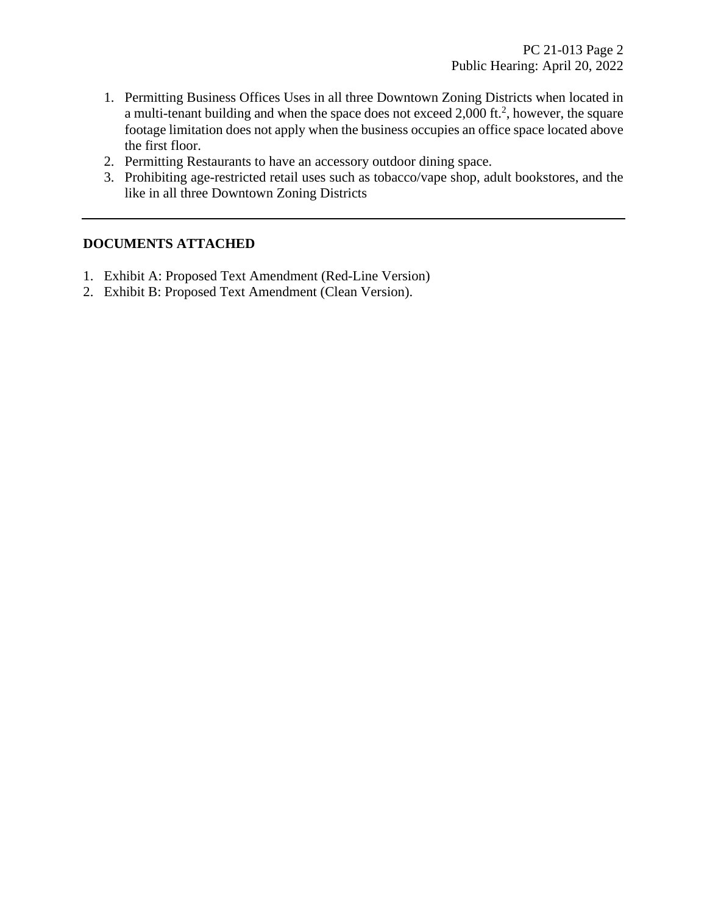1. Permitting Business Offices Uses in all three Downtown Zoning Districts when located in a multi-tenant building and when the space does not exceed 2,000 $ft.^2$, however, the square footage limitation does not apply when the business occupies an office space located above the first floor.
2. Permitting Restaurants to have an accessory outdoor dining space.
3. Prohibiting age-restricted retail uses such as tobacco/vape shop, adult bookstores, and the like in all three Downtown Zoning Districts

---

**DOCUMENTS ATTACHED**

1. Exhibit A: Proposed Text Amendment (Red-Line Version)
2. Exhibit B: Proposed Text Amendment (Clean Version).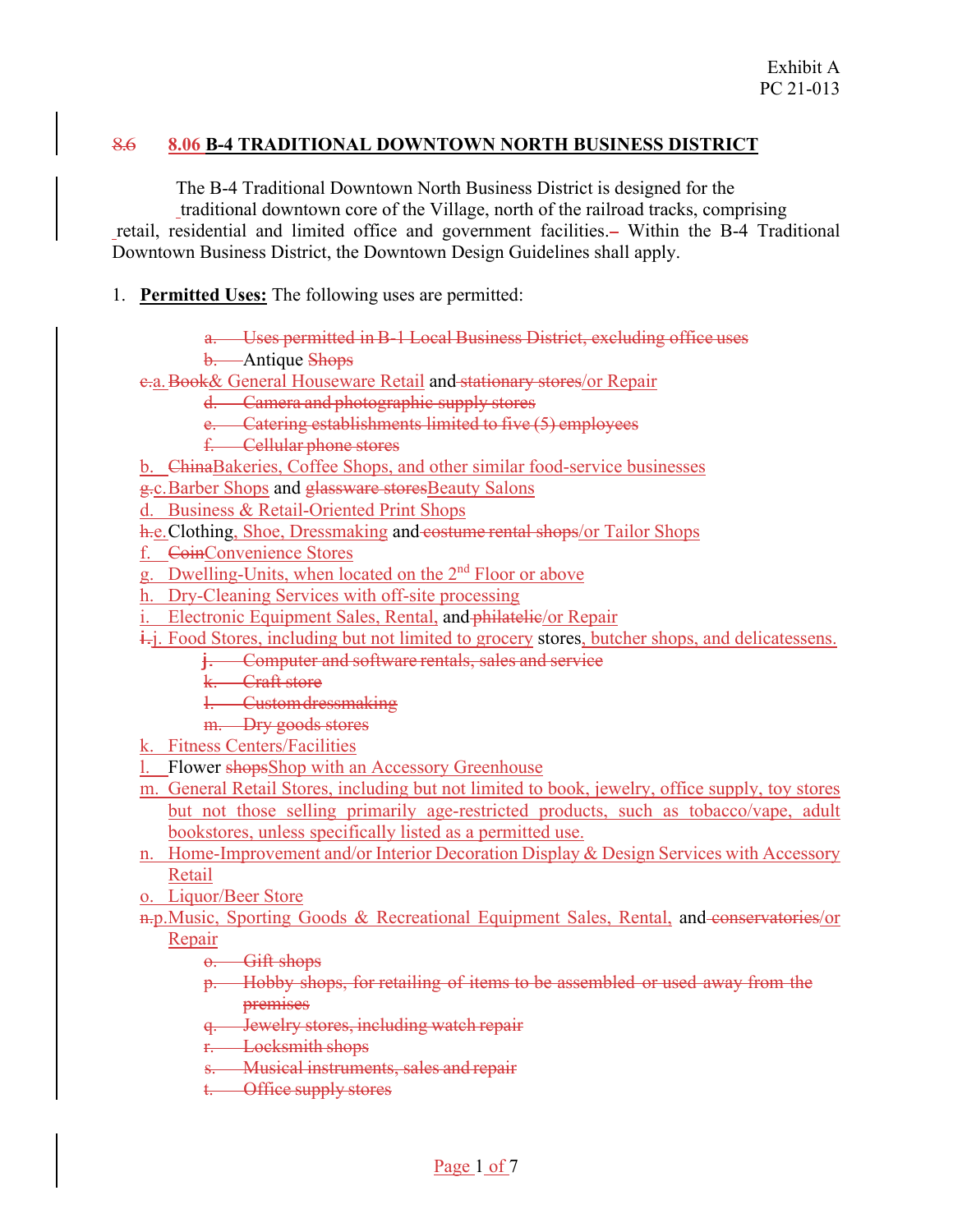Exhibit A
PC 21-013

## ~~8.6~~ 8.06 B-4 TRADITIONAL DOWNTOWN NORTH BUSINESS DISTRICT

The B-4 Traditional Downtown North Business District is designed for the traditional downtown core of the Village, north of the railroad tracks, comprising retail, residential and limited office and government facilities. Within the B-4 Traditional Downtown Business District, the Downtown Design Guidelines shall apply.

1. **Permitted Uses:** The following uses are permitted:

   ~~a. Uses permitted in B-1 Local Business District, excluding office uses~~
   ~~b.~~ Antique ~~Shops~~
   ~~c.~~a. ~~Book~~& General Houseware Retail and ~~stationary stores~~/or Repair
   ~~d. Camera and photographic supply stores~~
   ~~e. Catering establishments limited to five (5) employees~~
   ~~f. Cellular phone stores~~
   b. ~~China~~Bakeries, Coffee Shops, and other similar food-service businesses
   ~~g.~~c. Barber Shops and ~~glassware stores~~Beauty Salons
   d. Business & Retail-Oriented Print Shops
   ~~h.~~e. Clothing, Shoe, Dressmaking and ~~costume rental shops~~/or Tailor Shops
   f. ~~Coin~~Convenience Stores
   g. Dwelling-Units, when located on the 2nd Floor or above
   h. Dry-Cleaning Services with off-site processing
   i. Electronic Equipment Sales, Rental, and ~~philatelic~~/or Repair
   ~~i.~~j. Food Stores, including but not limited to grocery stores, butcher shops, and delicatessens.
   ~~j. Computer and software rentals, sales and service~~
   ~~k. Craft store~~
   ~~l. Custom dressmaking~~
   ~~m. Dry goods stores~~
   k. Fitness Centers/Facilities
   l. Flower ~~shops~~Shop with an Accessory Greenhouse
   m. General Retail Stores, including but not limited to book, jewelry, office supply, toy stores but not those selling primarily age-restricted products, such as tobacco/vape, adult bookstores, unless specifically listed as a permitted use.
   n. Home-Improvement and/or Interior Decoration Display & Design Services with Accessory Retail
   o. Liquor/Beer Store
   ~~n.~~p. Music, Sporting Goods & Recreational Equipment Sales, Rental, and ~~conservatories~~/or Repair
   ~~o. Gift shops~~
   ~~p. Hobby shops, for retailing of items to be assembled or used away from the premises~~
   ~~q. Jewelry stores, including watch repair~~
   ~~r. Locksmith shops~~
   ~~s. Musical instruments, sales and repair~~
   ~~t. Office supply stores~~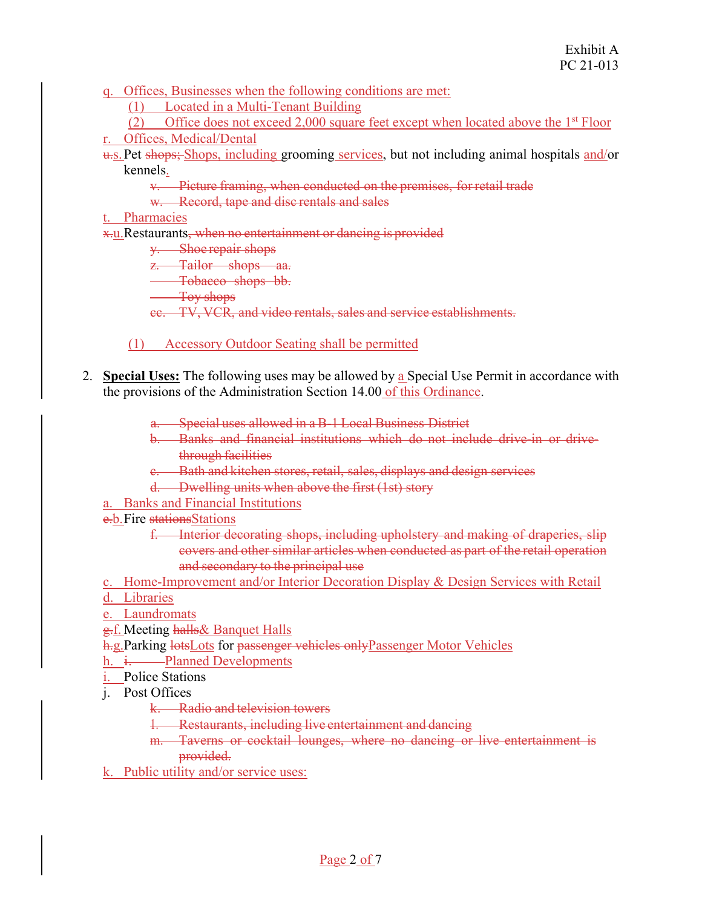q. Offices, Businesses when the following conditions are met:

(1) Located in a Multi-Tenant Building

(2) Office does not exceed 2,000 square feet except when located above the 1st Floor

r. Offices, Medical/Dental

~~u.~~s. Pet ~~shops;~~ Shops, including grooming services, but not including animal hospitals and/or kennels.

~~v. Picture framing, when conducted on the premises, for retail trade~~

~~w. Record, tape and disc rentals and sales~~

t. Pharmacies

~~x.~~u. Restaurants~~, when no entertainment or dancing is provided~~

~~y. Shoe repair shops~~

~~z. Tailor shops aa.~~

~~Tobacco shops bb.~~

~~Toy shops~~

~~cc. TV, VCR, and video rentals, sales and service establishments.~~

(1) Accessory Outdoor Seating shall be permitted

2. **Special Uses:** The following uses may be allowed by a Special Use Permit in accordance with the provisions of the Administration Section 14.00 of this Ordinance.

~~a. Special uses allowed in a B-1 Local Business District~~

~~b. Banks and financial institutions which do not include drive-in or drive-through facilities~~

~~c. Bath and kitchen stores, retail, sales, displays and design services~~

~~d. Dwelling units when above the first (1st) story~~

a. Banks and Financial Institutions

~~e.~~b. Fire ~~stations~~Stations

~~f. Interior decorating shops, including upholstery and making of draperies, slip covers and other similar articles when conducted as part of the retail operation and secondary to the principal use~~

c. Home-Improvement and/or Interior Decoration Display & Design Services with Retail

d. Libraries

e. Laundromats

~~g.~~f. Meeting ~~halls~~& Banquet Halls

~~h.~~g. Parking ~~lots~~Lots for ~~passenger vehicles only~~Passenger Motor Vehicles

h. ~~i.~~ Planned Developments

i. Police Stations

j. Post Offices

~~k. Radio and television towers~~

~~l. Restaurants, including live entertainment and dancing~~

~~m. Taverns or cocktail lounges, where no dancing or live entertainment is provided.~~

k. Public utility and/or service uses: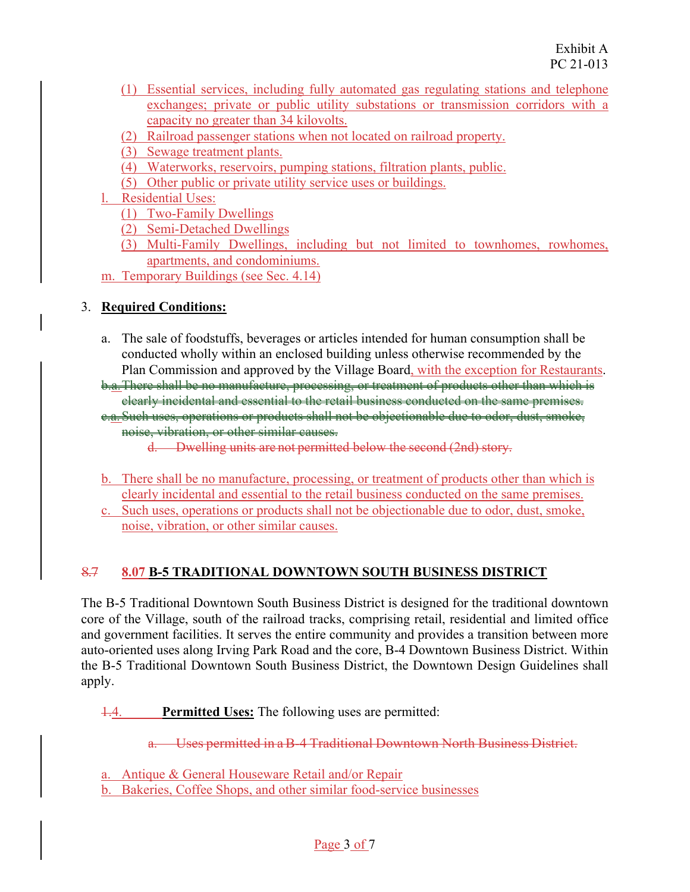(1) Essential services, including fully automated gas regulating stations and telephone exchanges; private or public utility substations or transmission corridors with a capacity no greater than 34 kilovolts.
(2) Railroad passenger stations when not located on railroad property.
(3) Sewage treatment plants.
(4) Waterworks, reservoirs, pumping stations, filtration plants, public.
(5) Other public or private utility service uses or buildings.

l. Residential Uses:
(1) Two-Family Dwellings
(2) Semi-Detached Dwellings
(3) Multi-Family Dwellings, including but not limited to townhomes, rowhomes, apartments, and condominiums.

m. Temporary Buildings (see Sec. 4.14)

3. **Required Conditions:**

a. The sale of foodstuffs, beverages or articles intended for human consumption shall be conducted wholly within an enclosed building unless otherwise recommended by the Plan Commission and approved by the Village Board, with the exception for Restaurants.

~~b.a. There shall be no manufacture, processing, or treatment of products other than which is clearly incidental and essential to the retail business conducted on the same premises.~~

~~c.a. Such uses, operations or products shall not be objectionable due to odor, dust, smoke, noise, vibration, or other similar causes.~~

~~d. Dwelling units are not permitted below the second (2nd) story.~~

b. There shall be no manufacture, processing, or treatment of products other than which is clearly incidental and essential to the retail business conducted on the same premises.

c. Such uses, operations or products shall not be objectionable due to odor, dust, smoke, noise, vibration, or other similar causes.

## ~~8.7~~ 8.07 B-5 TRADITIONAL DOWNTOWN SOUTH BUSINESS DISTRICT

The B-5 Traditional Downtown South Business District is designed for the traditional downtown core of the Village, south of the railroad tracks, comprising retail, residential and limited office and government facilities. It serves the entire community and provides a transition between more auto-oriented uses along Irving Park Road and the core, B-4 Downtown Business District. Within the B-5 Traditional Downtown South Business District, the Downtown Design Guidelines shall apply.

~~1.~~4. **Permitted Uses:** The following uses are permitted:

~~a. Uses permitted in a B-4 Traditional Downtown North Business District.~~

a. Antique & General Houseware Retail and/or Repair
b. Bakeries, Coffee Shops, and other similar food-service businesses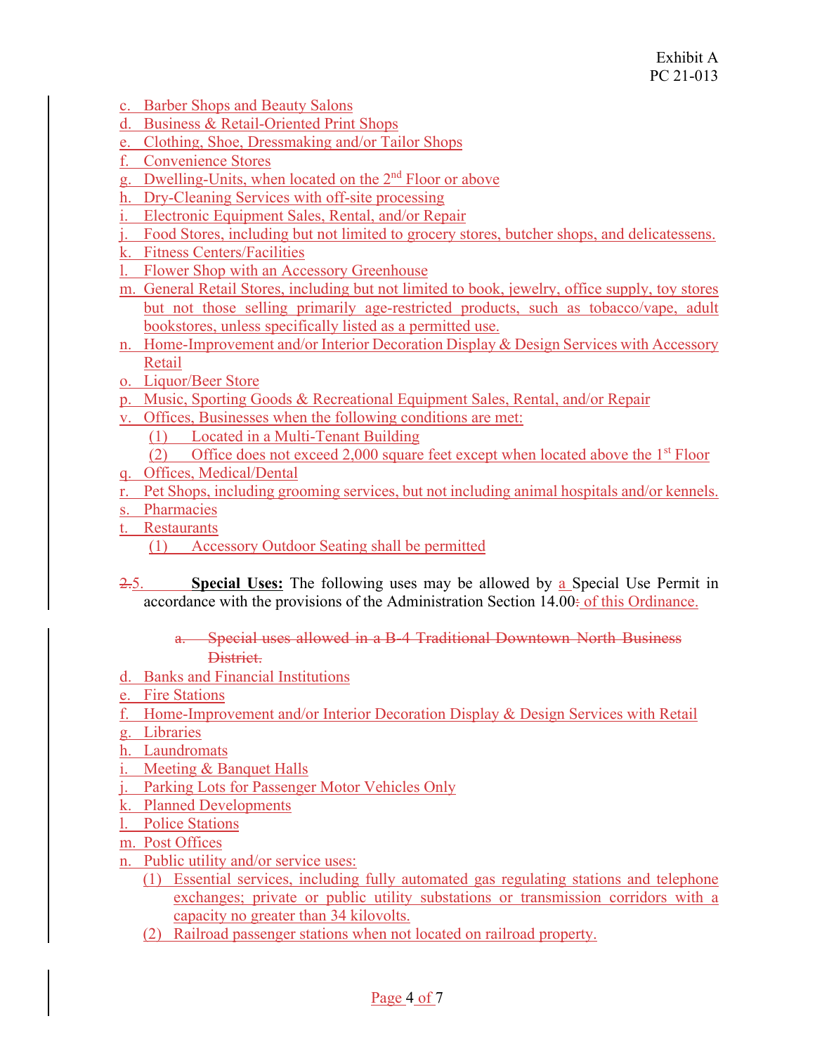Exhibit A
PC 21-013

c. Barber Shops and Beauty Salons
d. Business & Retail-Oriented Print Shops
e. Clothing, Shoe, Dressmaking and/or Tailor Shops
f. Convenience Stores
g. Dwelling-Units, when located on the 2nd Floor or above
h. Dry-Cleaning Services with off-site processing
i. Electronic Equipment Sales, Rental, and/or Repair
j. Food Stores, including but not limited to grocery stores, butcher shops, and delicatessens.
k. Fitness Centers/Facilities
l. Flower Shop with an Accessory Greenhouse
m. General Retail Stores, including but not limited to book, jewelry, office supply, toy stores but not those selling primarily age-restricted products, such as tobacco/vape, adult bookstores, unless specifically listed as a permitted use.
n. Home-Improvement and/or Interior Decoration Display & Design Services with Accessory Retail
o. Liquor/Beer Store
p. Music, Sporting Goods & Recreational Equipment Sales, Rental, and/or Repair
v. Offices, Businesses when the following conditions are met:
   (1) Located in a Multi-Tenant Building
   (2) Office does not exceed 2,000 square feet except when located above the 1st Floor
q. Offices, Medical/Dental
r. Pet Shops, including grooming services, but not including animal hospitals and/or kennels.
s. Pharmacies
t. Restaurants
   (1) Accessory Outdoor Seating shall be permitted

~~2.~~5. **Special Uses:** The following uses may be allowed by a Special Use Permit in accordance with the provisions of the Administration Section 14.00~~.~~ of this Ordinance.

~~a. Special uses allowed in a B-4 Traditional Downtown North Business District.~~

d. Banks and Financial Institutions
e. Fire Stations
f. Home-Improvement and/or Interior Decoration Display & Design Services with Retail
g. Libraries
h. Laundromats
i. Meeting & Banquet Halls
j. Parking Lots for Passenger Motor Vehicles Only
k. Planned Developments
l. Police Stations
m. Post Offices
n. Public utility and/or service uses:
   (1) Essential services, including fully automated gas regulating stations and telephone exchanges; private or public utility substations or transmission corridors with a capacity no greater than 34 kilovolts.
   (2) Railroad passenger stations when not located on railroad property.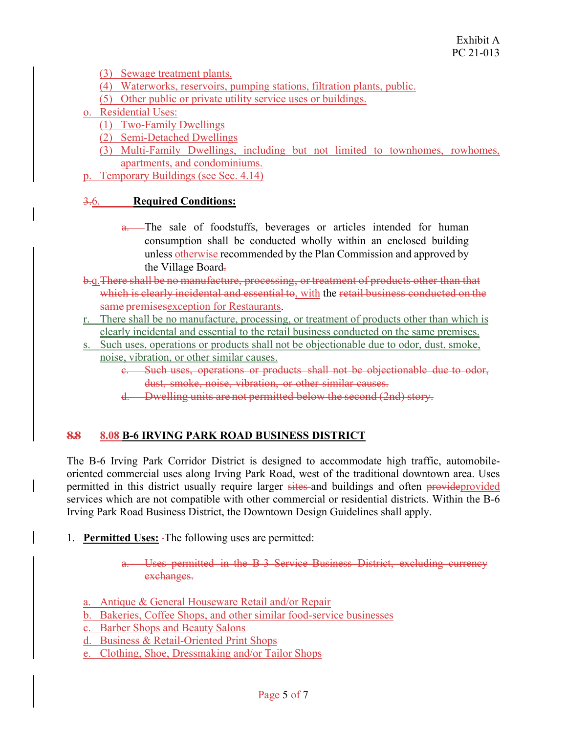Exhibit A
PC 21-013

(3) Sewage treatment plants.
(4) Waterworks, reservoirs, pumping stations, filtration plants, public.
(5) Other public or private utility service uses or buildings.

o. Residential Uses:
   (1) Two-Family Dwellings
   (2) Semi-Detached Dwellings
   (3) Multi-Family Dwellings, including but not limited to townhomes, rowhomes, apartments, and condominiums.

p. Temporary Buildings (see Sec. 4.14)

~~3.~~6. **Required Conditions:**

~~a.~~ The sale of foodstuffs, beverages or articles intended for human consumption shall be conducted wholly within an enclosed building unless otherwise recommended by the Plan Commission and approved by the Village Board~~.~~

~~b.~~q. ~~There shall be no manufacture, processing, or treatment of products other than that which is clearly incidental and essential to~~, with the ~~retail business conducted on the same premises~~exception for Restaurants.

r. There shall be no manufacture, processing, or treatment of products other than which is clearly incidental and essential to the retail business conducted on the same premises.

s. Such uses, operations or products shall not be objectionable due to odor, dust, smoke, noise, vibration, or other similar causes.

~~c. Such uses, operations or products shall not be objectionable due to odor, dust, smoke, noise, vibration, or other similar causes.~~

~~d. Dwelling units are not permitted below the second (2nd) story.~~

## ~~8.8~~ 8.08 B-6 IRVING PARK ROAD BUSINESS DISTRICT

The B-6 Irving Park Corridor District is designed to accommodate high traffic, automobile-oriented commercial uses along Irving Park Road, west of the traditional downtown area. Uses permitted in this district usually require larger ~~sites~~ and buildings and often ~~provide~~provided services which are not compatible with other commercial or residential districts. Within the B-6 Irving Park Road Business District, the Downtown Design Guidelines shall apply.

1. **Permitted Uses:** The following uses are permitted:

~~a. Uses permitted in the B-3 Service Business District, excluding currency exchanges.~~

a. Antique & General Houseware Retail and/or Repair
b. Bakeries, Coffee Shops, and other similar food-service businesses
c. Barber Shops and Beauty Salons
d. Business & Retail-Oriented Print Shops
e. Clothing, Shoe, Dressmaking and/or Tailor Shops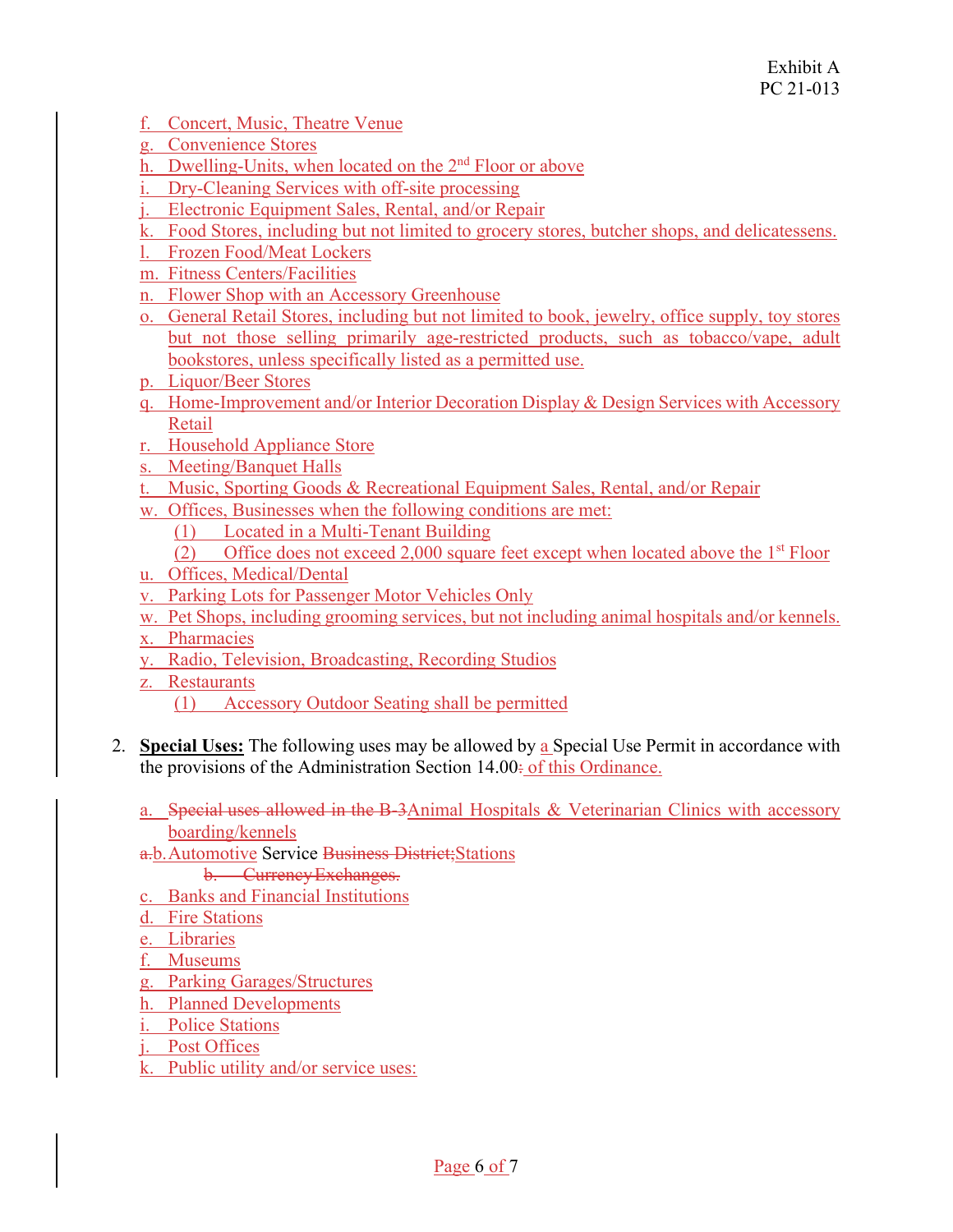Exhibit A
PC 21-013

f. Concert, Music, Theatre Venue
g. Convenience Stores
h. Dwelling-Units, when located on the 2nd Floor or above
i. Dry-Cleaning Services with off-site processing
j. Electronic Equipment Sales, Rental, and/or Repair
k. Food Stores, including but not limited to grocery stores, butcher shops, and delicatessens.
l. Frozen Food/Meat Lockers
m. Fitness Centers/Facilities
n. Flower Shop with an Accessory Greenhouse
o. General Retail Stores, including but not limited to book, jewelry, office supply, toy stores but not those selling primarily age-restricted products, such as tobacco/vape, adult bookstores, unless specifically listed as a permitted use.
p. Liquor/Beer Stores
q. Home-Improvement and/or Interior Decoration Display & Design Services with Accessory Retail
r. Household Appliance Store
s. Meeting/Banquet Halls
t. Music, Sporting Goods & Recreational Equipment Sales, Rental, and/or Repair
w. Offices, Businesses when the following conditions are met:
   (1) Located in a Multi-Tenant Building
   (2) Office does not exceed 2,000 square feet except when located above the 1st Floor
u. Offices, Medical/Dental
v. Parking Lots for Passenger Motor Vehicles Only
w. Pet Shops, including grooming services, but not including animal hospitals and/or kennels.
x. Pharmacies
y. Radio, Television, Broadcasting, Recording Studios
z. Restaurants
   (1) Accessory Outdoor Seating shall be permitted

2. **Special Uses:** The following uses may be allowed by a Special Use Permit in accordance with the provisions of the Administration Section 14.00~~.~~ of this Ordinance.

a. ~~Special uses allowed in the B-3~~Animal Hospitals & Veterinarian Clinics with accessory boarding/kennels
~~a.~~b. Automotive Service ~~Business District;~~Stations
   ~~b. Currency Exchanges.~~
c. Banks and Financial Institutions
d. Fire Stations
e. Libraries
f. Museums
g. Parking Garages/Structures
h. Planned Developments
i. Police Stations
j. Post Offices
k. Public utility and/or service uses: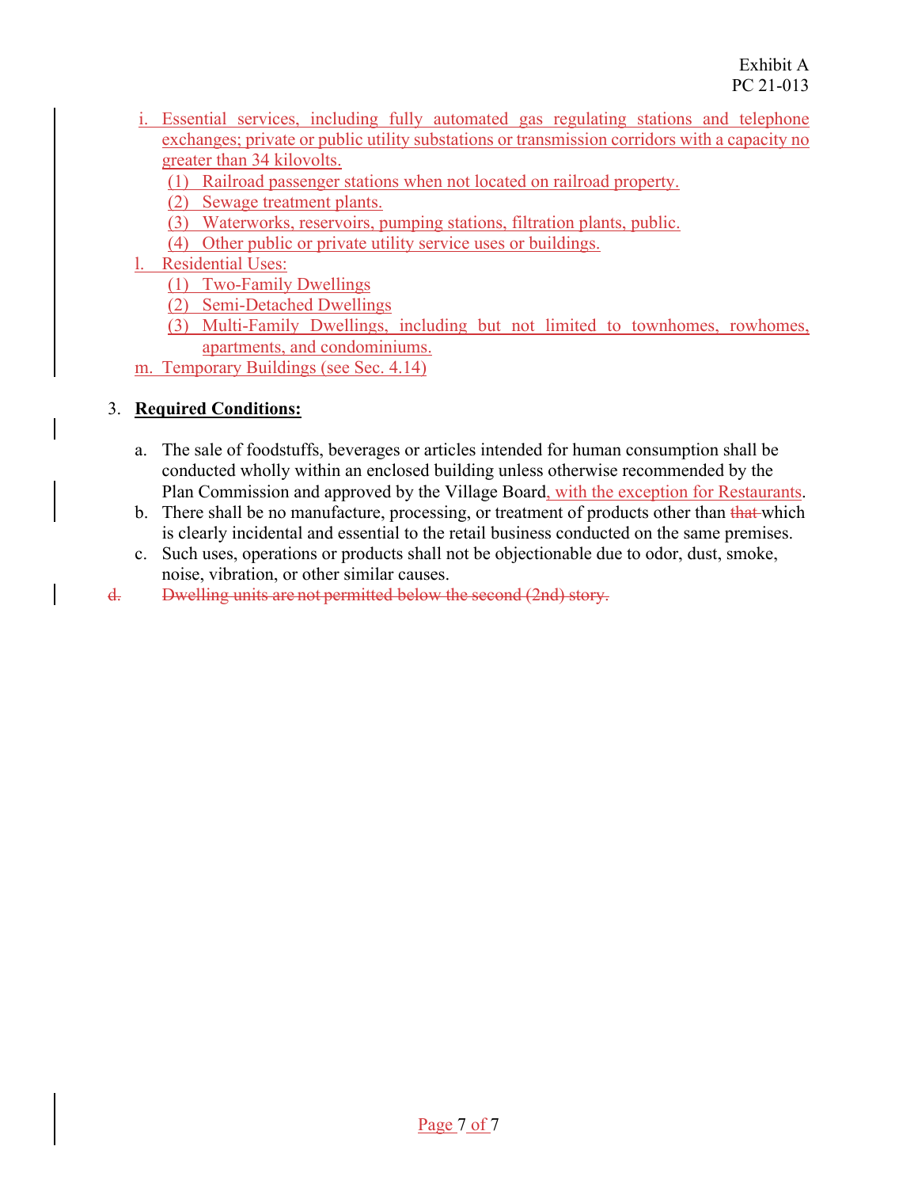Exhibit A
PC 21-013

i. Essential services, including fully automated gas regulating stations and telephone exchanges; private or public utility substations or transmission corridors with a capacity no greater than 34 kilovolts.
   (1) Railroad passenger stations when not located on railroad property.
   (2) Sewage treatment plants.
   (3) Waterworks, reservoirs, pumping stations, filtration plants, public.
   (4) Other public or private utility service uses or buildings.

l. Residential Uses:
   (1) Two-Family Dwellings
   (2) Semi-Detached Dwellings
   (3) Multi-Family Dwellings, including but not limited to townhomes, rowhomes, apartments, and condominiums.

m. Temporary Buildings (see Sec. 4.14)

3. **Required Conditions:**

   a. The sale of foodstuffs, beverages or articles intended for human consumption shall be conducted wholly within an enclosed building unless otherwise recommended by the Plan Commission and approved by the Village Board, with the exception for Restaurants.
   b. There shall be no manufacture, processing, or treatment of products other than ~~that~~ which is clearly incidental and essential to the retail business conducted on the same premises.
   c. Such uses, operations or products shall not be objectionable due to odor, dust, smoke, noise, vibration, or other similar causes.
   ~~d. Dwelling units are not permitted below the second (2nd) story.~~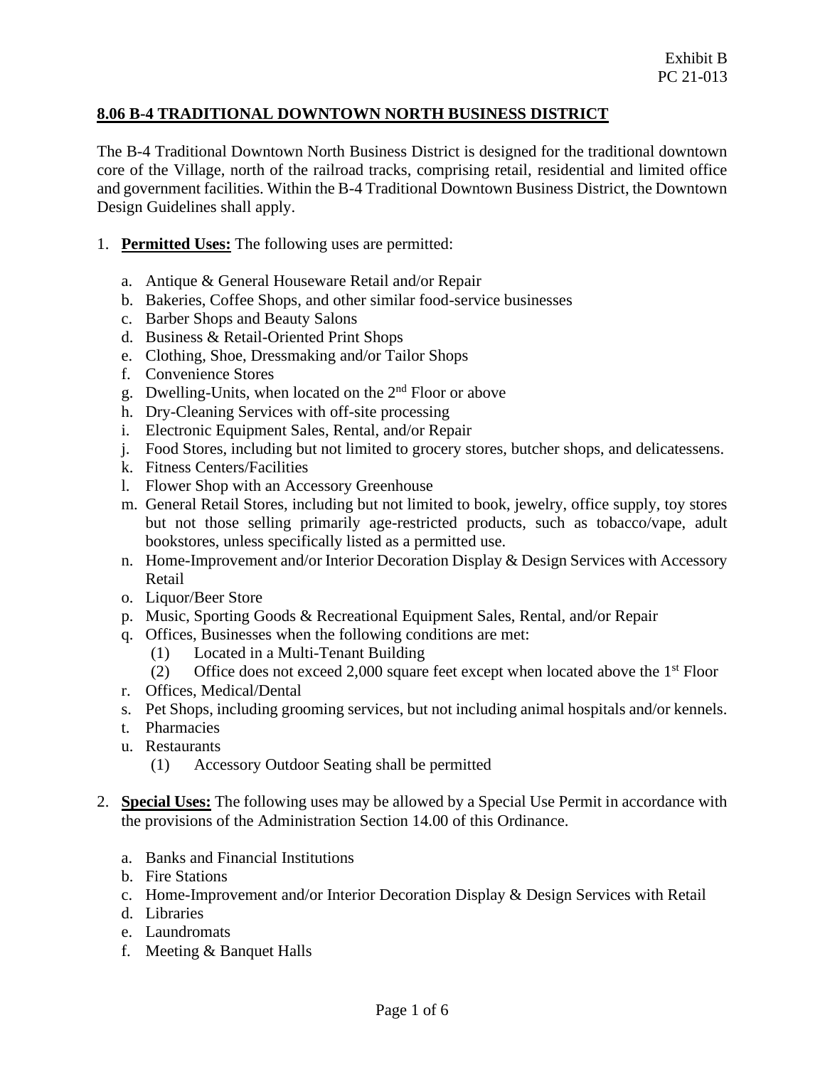Exhibit B
PC 21-013

## 8.06 B-4 TRADITIONAL DOWNTOWN NORTH BUSINESS DISTRICT

The B-4 Traditional Downtown North Business District is designed for the traditional downtown core of the Village, north of the railroad tracks, comprising retail, residential and limited office and government facilities. Within the B-4 Traditional Downtown Business District, the Downtown Design Guidelines shall apply.

1. **Permitted Uses:** The following uses are permitted:

   a. Antique & General Houseware Retail and/or Repair
   b. Bakeries, Coffee Shops, and other similar food-service businesses
   c. Barber Shops and Beauty Salons
   d. Business & Retail-Oriented Print Shops
   e. Clothing, Shoe, Dressmaking and/or Tailor Shops
   f. Convenience Stores
   g. Dwelling-Units, when located on the 2nd Floor or above
   h. Dry-Cleaning Services with off-site processing
   i. Electronic Equipment Sales, Rental, and/or Repair
   j. Food Stores, including but not limited to grocery stores, butcher shops, and delicatessens.
   k. Fitness Centers/Facilities
   l. Flower Shop with an Accessory Greenhouse
   m. General Retail Stores, including but not limited to book, jewelry, office supply, toy stores but not those selling primarily age-restricted products, such as tobacco/vape, adult bookstores, unless specifically listed as a permitted use.
   n. Home-Improvement and/or Interior Decoration Display & Design Services with Accessory Retail
   o. Liquor/Beer Store
   p. Music, Sporting Goods & Recreational Equipment Sales, Rental, and/or Repair
   q. Offices, Businesses when the following conditions are met:
      (1) Located in a Multi-Tenant Building
      (2) Office does not exceed 2,000 square feet except when located above the 1st Floor
   r. Offices, Medical/Dental
   s. Pet Shops, including grooming services, but not including animal hospitals and/or kennels.
   t. Pharmacies
   u. Restaurants
      (1) Accessory Outdoor Seating shall be permitted

2. **Special Uses:** The following uses may be allowed by a Special Use Permit in accordance with the provisions of the Administration Section 14.00 of this Ordinance.

   a. Banks and Financial Institutions
   b. Fire Stations
   c. Home-Improvement and/or Interior Decoration Display & Design Services with Retail
   d. Libraries
   e. Laundromats
   f. Meeting & Banquet Halls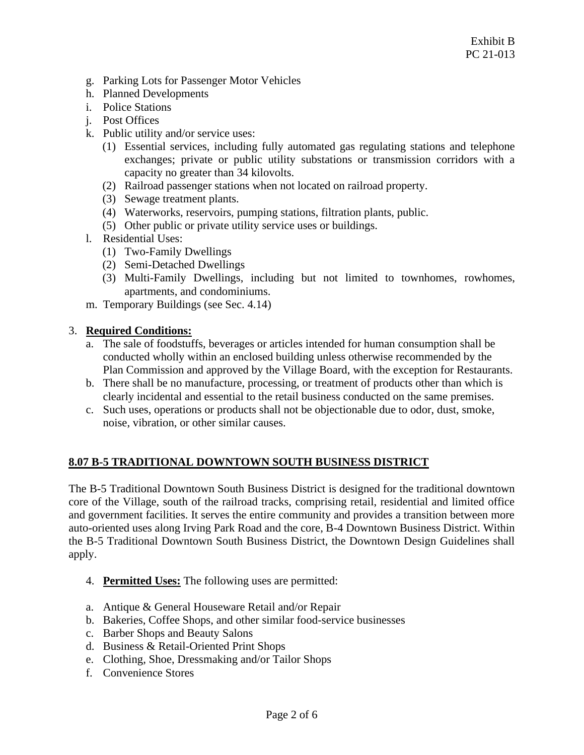g. Parking Lots for Passenger Motor Vehicles
h. Planned Developments
i. Police Stations
j. Post Offices
k. Public utility and/or service uses:
   (1) Essential services, including fully automated gas regulating stations and telephone exchanges; private or public utility substations or transmission corridors with a capacity no greater than 34 kilovolts.
   (2) Railroad passenger stations when not located on railroad property.
   (3) Sewage treatment plants.
   (4) Waterworks, reservoirs, pumping stations, filtration plants, public.
   (5) Other public or private utility service uses or buildings.
l. Residential Uses:
   (1) Two-Family Dwellings
   (2) Semi-Detached Dwellings
   (3) Multi-Family Dwellings, including but not limited to townhomes, rowhomes, apartments, and condominiums.
m. Temporary Buildings (see Sec. 4.14)

3. **Required Conditions:**
   a. The sale of foodstuffs, beverages or articles intended for human consumption shall be conducted wholly within an enclosed building unless otherwise recommended by the Plan Commission and approved by the Village Board, with the exception for Restaurants.
   b. There shall be no manufacture, processing, or treatment of products other than which is clearly incidental and essential to the retail business conducted on the same premises.
   c. Such uses, operations or products shall not be objectionable due to odor, dust, smoke, noise, vibration, or other similar causes.

## 8.07 B-5 TRADITIONAL DOWNTOWN SOUTH BUSINESS DISTRICT

The B-5 Traditional Downtown South Business District is designed for the traditional downtown core of the Village, south of the railroad tracks, comprising retail, residential and limited office and government facilities. It serves the entire community and provides a transition between more auto-oriented uses along Irving Park Road and the core, B-4 Downtown Business District. Within the B-5 Traditional Downtown South Business District, the Downtown Design Guidelines shall apply.

4. **Permitted Uses:** The following uses are permitted:

a. Antique & General Houseware Retail and/or Repair
b. Bakeries, Coffee Shops, and other similar food-service businesses
c. Barber Shops and Beauty Salons
d. Business & Retail-Oriented Print Shops
e. Clothing, Shoe, Dressmaking and/or Tailor Shops
f. Convenience Stores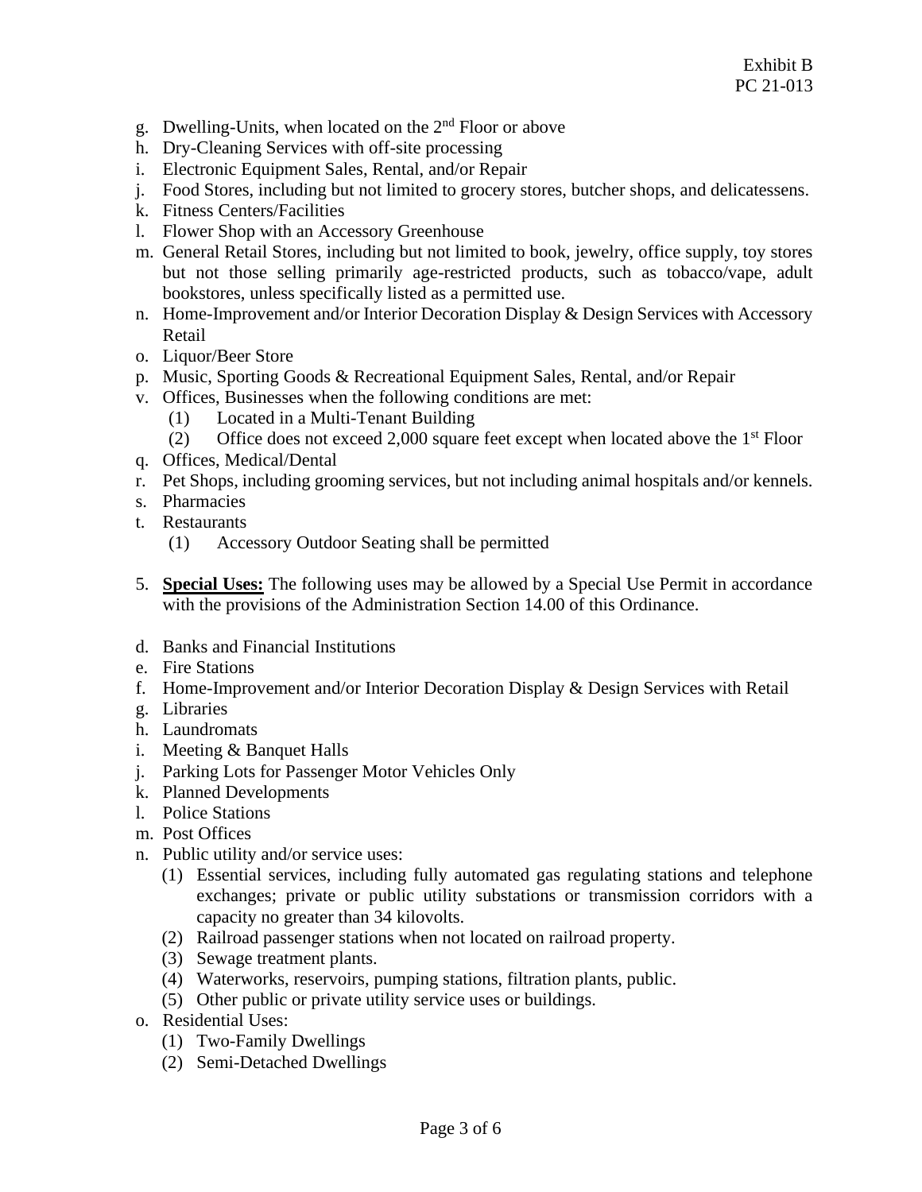Exhibit B
PC 21-013

g. Dwelling-Units, when located on the 2nd Floor or above
h. Dry-Cleaning Services with off-site processing
i. Electronic Equipment Sales, Rental, and/or Repair
j. Food Stores, including but not limited to grocery stores, butcher shops, and delicatessens.
k. Fitness Centers/Facilities
l. Flower Shop with an Accessory Greenhouse
m. General Retail Stores, including but not limited to book, jewelry, office supply, toy stores but not those selling primarily age-restricted products, such as tobacco/vape, adult bookstores, unless specifically listed as a permitted use.
n. Home-Improvement and/or Interior Decoration Display & Design Services with Accessory Retail
o. Liquor/Beer Store
p. Music, Sporting Goods & Recreational Equipment Sales, Rental, and/or Repair
v. Offices, Businesses when the following conditions are met:
   (1) Located in a Multi-Tenant Building
   (2) Office does not exceed 2,000 square feet except when located above the 1st Floor
q. Offices, Medical/Dental
r. Pet Shops, including grooming services, but not including animal hospitals and/or kennels.
s. Pharmacies
t. Restaurants
   (1) Accessory Outdoor Seating shall be permitted

5. **Special Uses:** The following uses may be allowed by a Special Use Permit in accordance with the provisions of the Administration Section 14.00 of this Ordinance.

d. Banks and Financial Institutions
e. Fire Stations
f. Home-Improvement and/or Interior Decoration Display & Design Services with Retail
g. Libraries
h. Laundromats
i. Meeting & Banquet Halls
j. Parking Lots for Passenger Motor Vehicles Only
k. Planned Developments
l. Police Stations
m. Post Offices
n. Public utility and/or service uses:
   (1) Essential services, including fully automated gas regulating stations and telephone exchanges; private or public utility substations or transmission corridors with a capacity no greater than 34 kilovolts.
   (2) Railroad passenger stations when not located on railroad property.
   (3) Sewage treatment plants.
   (4) Waterworks, reservoirs, pumping stations, filtration plants, public.
   (5) Other public or private utility service uses or buildings.
o. Residential Uses:
   (1) Two-Family Dwellings
   (2) Semi-Detached Dwellings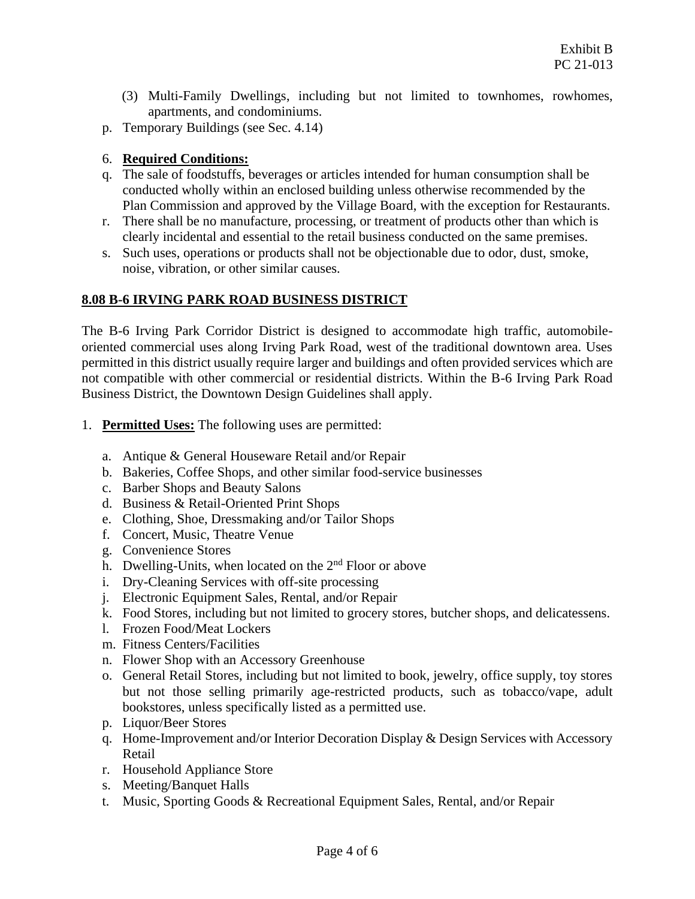(3) Multi-Family Dwellings, including but not limited to townhomes, rowhomes, apartments, and condominiums.

p. Temporary Buildings (see Sec. 4.14)

6. **Required Conditions:**

q. The sale of foodstuffs, beverages or articles intended for human consumption shall be conducted wholly within an enclosed building unless otherwise recommended by the Plan Commission and approved by the Village Board, with the exception for Restaurants.

r. There shall be no manufacture, processing, or treatment of products other than which is clearly incidental and essential to the retail business conducted on the same premises.

s. Such uses, operations or products shall not be objectionable due to odor, dust, smoke, noise, vibration, or other similar causes.

## 8.08 B-6 IRVING PARK ROAD BUSINESS DISTRICT

The B-6 Irving Park Corridor District is designed to accommodate high traffic, automobile-oriented commercial uses along Irving Park Road, west of the traditional downtown area. Uses permitted in this district usually require larger and buildings and often provided services which are not compatible with other commercial or residential districts. Within the B-6 Irving Park Road Business District, the Downtown Design Guidelines shall apply.

1. **Permitted Uses:** The following uses are permitted:

a. Antique & General Houseware Retail and/or Repair
b. Bakeries, Coffee Shops, and other similar food-service businesses
c. Barber Shops and Beauty Salons
d. Business & Retail-Oriented Print Shops
e. Clothing, Shoe, Dressmaking and/or Tailor Shops
f. Concert, Music, Theatre Venue
g. Convenience Stores
h. Dwelling-Units, when located on the 2nd Floor or above
i. Dry-Cleaning Services with off-site processing
j. Electronic Equipment Sales, Rental, and/or Repair
k. Food Stores, including but not limited to grocery stores, butcher shops, and delicatessens.
l. Frozen Food/Meat Lockers
m. Fitness Centers/Facilities
n. Flower Shop with an Accessory Greenhouse
o. General Retail Stores, including but not limited to book, jewelry, office supply, toy stores but not those selling primarily age-restricted products, such as tobacco/vape, adult bookstores, unless specifically listed as a permitted use.
p. Liquor/Beer Stores
q. Home-Improvement and/or Interior Decoration Display & Design Services with Accessory Retail
r. Household Appliance Store
s. Meeting/Banquet Halls
t. Music, Sporting Goods & Recreational Equipment Sales, Rental, and/or Repair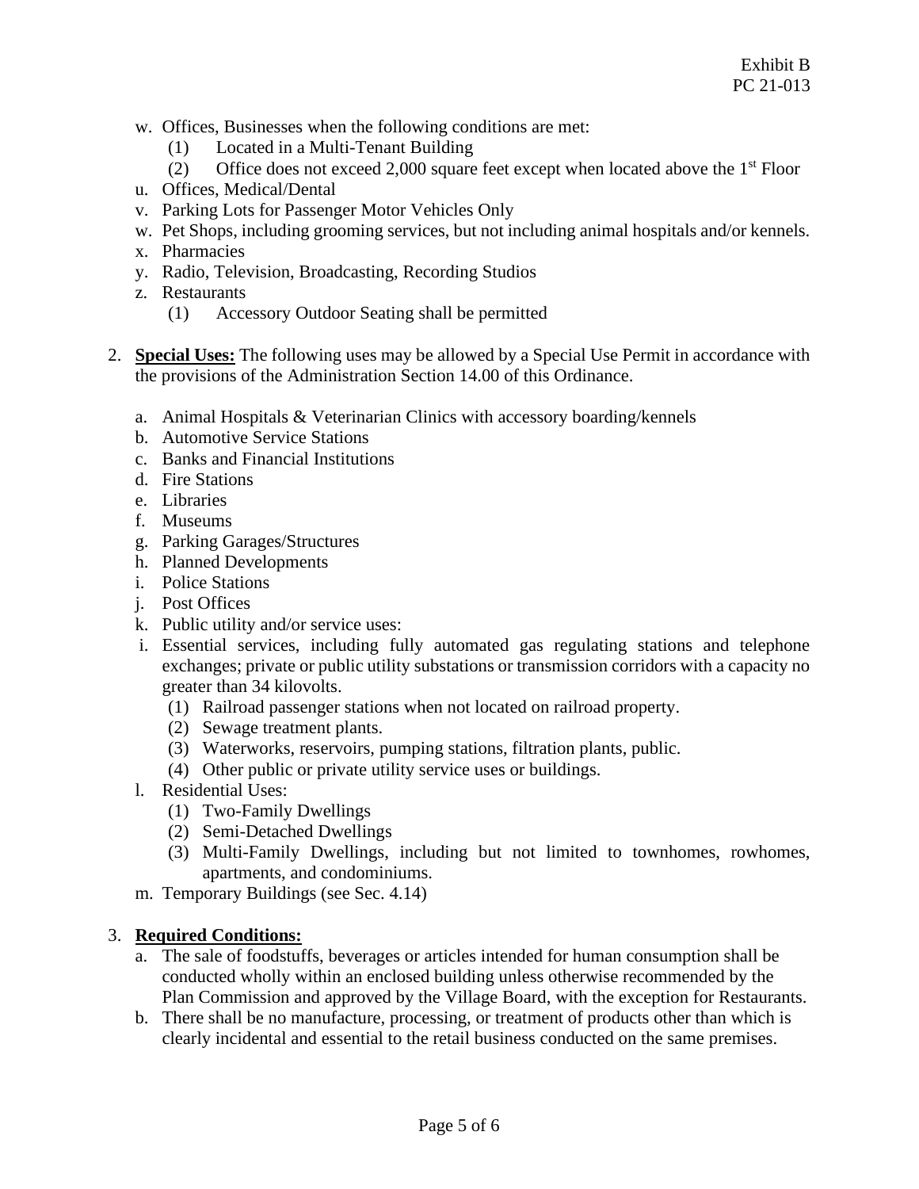w. Offices, Businesses when the following conditions are met:
   (1) Located in a Multi-Tenant Building
   (2) Office does not exceed 2,000 square feet except when located above the 1st Floor

u. Offices, Medical/Dental

v. Parking Lots for Passenger Motor Vehicles Only

w. Pet Shops, including grooming services, but not including animal hospitals and/or kennels.

x. Pharmacies

y. Radio, Television, Broadcasting, Recording Studios

z. Restaurants
   (1) Accessory Outdoor Seating shall be permitted

2. **Special Uses:** The following uses may be allowed by a Special Use Permit in accordance with the provisions of the Administration Section 14.00 of this Ordinance.

   a. Animal Hospitals & Veterinarian Clinics with accessory boarding/kennels
   b. Automotive Service Stations
   c. Banks and Financial Institutions
   d. Fire Stations
   e. Libraries
   f. Museums
   g. Parking Garages/Structures
   h. Planned Developments
   i. Police Stations
   j. Post Offices
   k. Public utility and/or service uses:
   i. Essential services, including fully automated gas regulating stations and telephone exchanges; private or public utility substations or transmission corridors with a capacity no greater than 34 kilovolts.
      (1) Railroad passenger stations when not located on railroad property.
      (2) Sewage treatment plants.
      (3) Waterworks, reservoirs, pumping stations, filtration plants, public.
      (4) Other public or private utility service uses or buildings.
   l. Residential Uses:
      (1) Two-Family Dwellings
      (2) Semi-Detached Dwellings
      (3) Multi-Family Dwellings, including but not limited to townhomes, rowhomes, apartments, and condominiums.
   m. Temporary Buildings (see Sec. 4.14)

3. **Required Conditions:**
   a. The sale of foodstuffs, beverages or articles intended for human consumption shall be conducted wholly within an enclosed building unless otherwise recommended by the Plan Commission and approved by the Village Board, with the exception for Restaurants.
   b. There shall be no manufacture, processing, or treatment of products other than which is clearly incidental and essential to the retail business conducted on the same premises.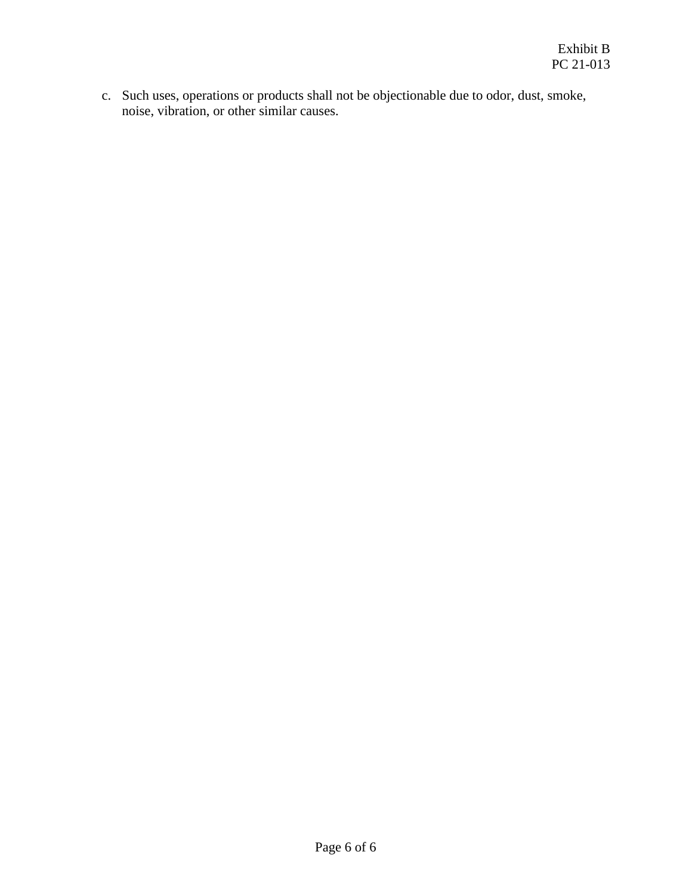c. Such uses, operations or products shall not be objectionable due to odor, dust, smoke, noise, vibration, or other similar causes.